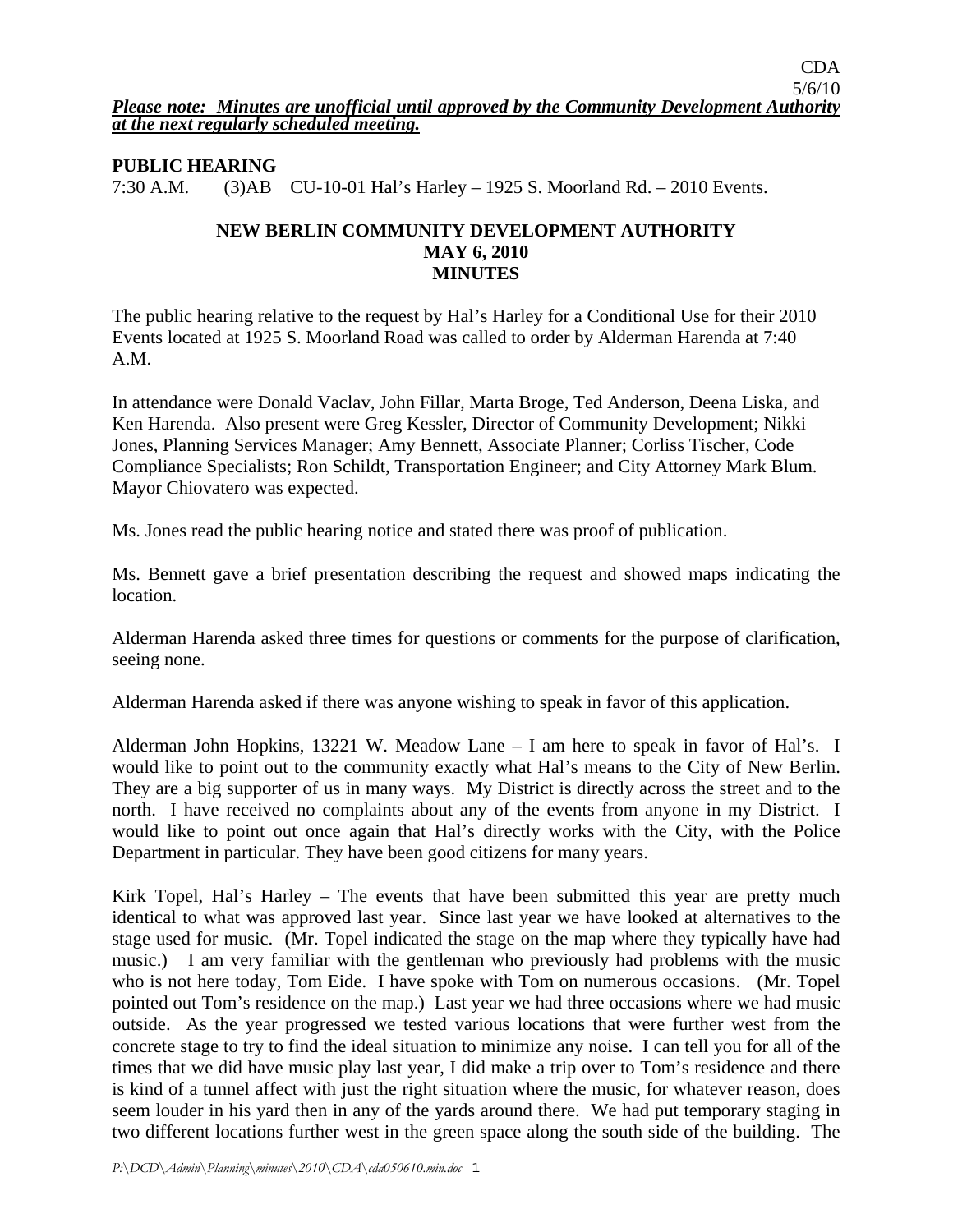*__Please note: Minutes are unofficial until approved by the Community Development Authority at the next regularly scheduled meeting.__*

**PUBLIC HEARING**

7:30 A.M. (3)AB CU-10-01 Hal's Harley – 1925 S. Moorland Rd. – 2010 Events.

## NEW BERLIN COMMUNITY DEVELOPMENT AUTHORITY
## MAY 6, 2010
## MINUTES

The public hearing relative to the request by Hal's Harley for a Conditional Use for their 2010 Events located at 1925 S. Moorland Road was called to order by Alderman Harenda at 7:40 A.M.

In attendance were Donald Vaclav, John Fillar, Marta Broge, Ted Anderson, Deena Liska, and Ken Harenda. Also present were Greg Kessler, Director of Community Development; Nikki Jones, Planning Services Manager; Amy Bennett, Associate Planner; Corliss Tischer, Code Compliance Specialists; Ron Schildt, Transportation Engineer; and City Attorney Mark Blum. Mayor Chiovatero was expected.

Ms. Jones read the public hearing notice and stated there was proof of publication.

Ms. Bennett gave a brief presentation describing the request and showed maps indicating the location.

Alderman Harenda asked three times for questions or comments for the purpose of clarification, seeing none.

Alderman Harenda asked if there was anyone wishing to speak in favor of this application.

Alderman John Hopkins, 13221 W. Meadow Lane – I am here to speak in favor of Hal's. I would like to point out to the community exactly what Hal's means to the City of New Berlin. They are a big supporter of us in many ways. My District is directly across the street and to the north. I have received no complaints about any of the events from anyone in my District. I would like to point out once again that Hal's directly works with the City, with the Police Department in particular. They have been good citizens for many years.

Kirk Topel, Hal's Harley – The events that have been submitted this year are pretty much identical to what was approved last year. Since last year we have looked at alternatives to the stage used for music. (Mr. Topel indicated the stage on the map where they typically have had music.) I am very familiar with the gentleman who previously had problems with the music who is not here today, Tom Eide. I have spoke with Tom on numerous occasions. (Mr. Topel pointed out Tom's residence on the map.) Last year we had three occasions where we had music outside. As the year progressed we tested various locations that were further west from the concrete stage to try to find the ideal situation to minimize any noise. I can tell you for all of the times that we did have music play last year, I did make a trip over to Tom's residence and there is kind of a tunnel affect with just the right situation where the music, for whatever reason, does seem louder in his yard then in any of the yards around there. We had put temporary staging in two different locations further west in the green space along the south side of the building. The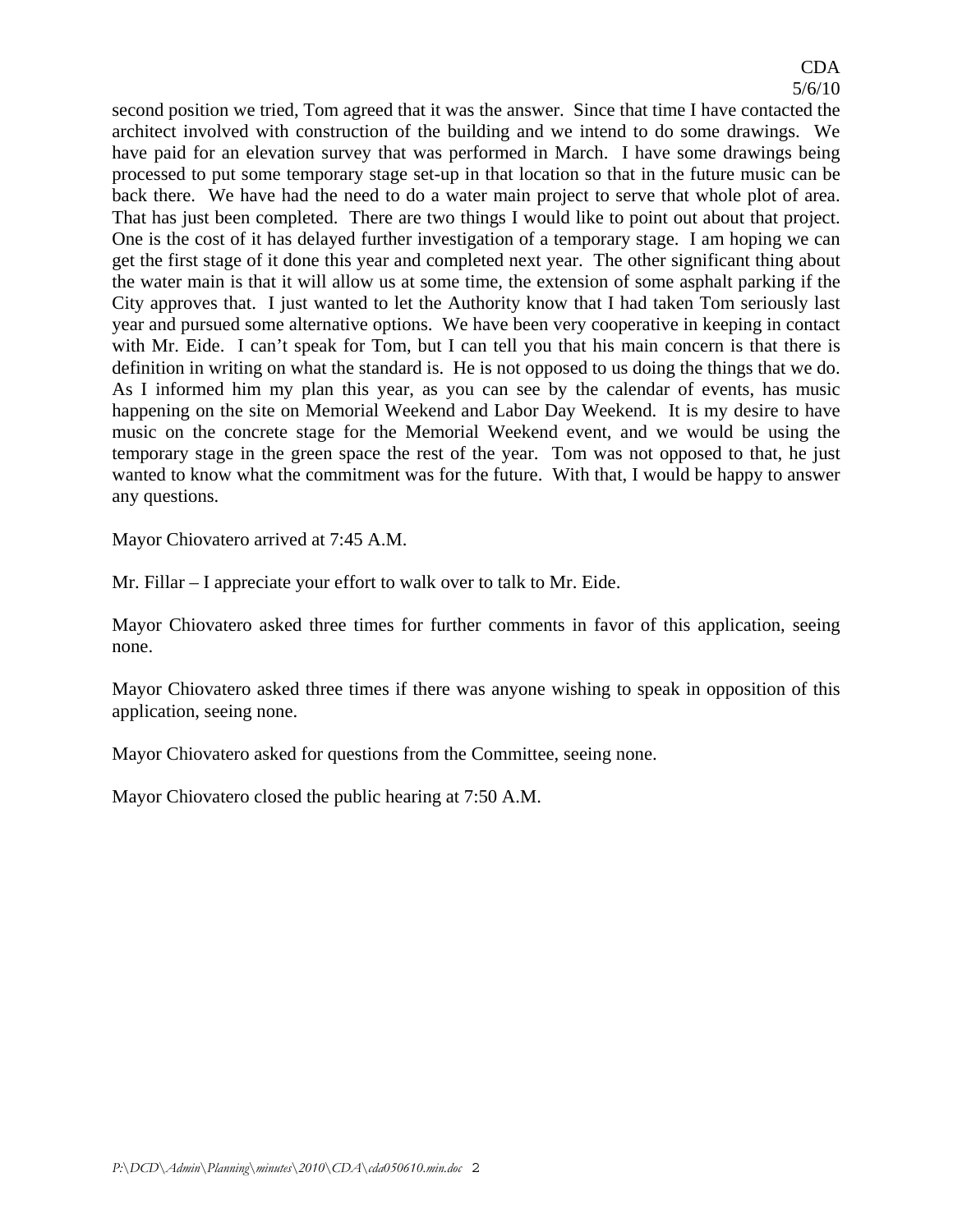second position we tried, Tom agreed that it was the answer. Since that time I have contacted the architect involved with construction of the building and we intend to do some drawings. We have paid for an elevation survey that was performed in March. I have some drawings being processed to put some temporary stage set-up in that location so that in the future music can be back there. We have had the need to do a water main project to serve that whole plot of area. That has just been completed. There are two things I would like to point out about that project. One is the cost of it has delayed further investigation of a temporary stage. I am hoping we can get the first stage of it done this year and completed next year. The other significant thing about the water main is that it will allow us at some time, the extension of some asphalt parking if the City approves that. I just wanted to let the Authority know that I had taken Tom seriously last year and pursued some alternative options. We have been very cooperative in keeping in contact with Mr. Eide. I can't speak for Tom, but I can tell you that his main concern is that there is definition in writing on what the standard is. He is not opposed to us doing the things that we do. As I informed him my plan this year, as you can see by the calendar of events, has music happening on the site on Memorial Weekend and Labor Day Weekend. It is my desire to have music on the concrete stage for the Memorial Weekend event, and we would be using the temporary stage in the green space the rest of the year. Tom was not opposed to that, he just wanted to know what the commitment was for the future. With that, I would be happy to answer any questions.

Mayor Chiovatero arrived at 7:45 A.M.

Mr. Fillar – I appreciate your effort to walk over to talk to Mr. Eide.

Mayor Chiovatero asked three times for further comments in favor of this application, seeing none.

Mayor Chiovatero asked three times if there was anyone wishing to speak in opposition of this application, seeing none.

Mayor Chiovatero asked for questions from the Committee, seeing none.

Mayor Chiovatero closed the public hearing at 7:50 A.M.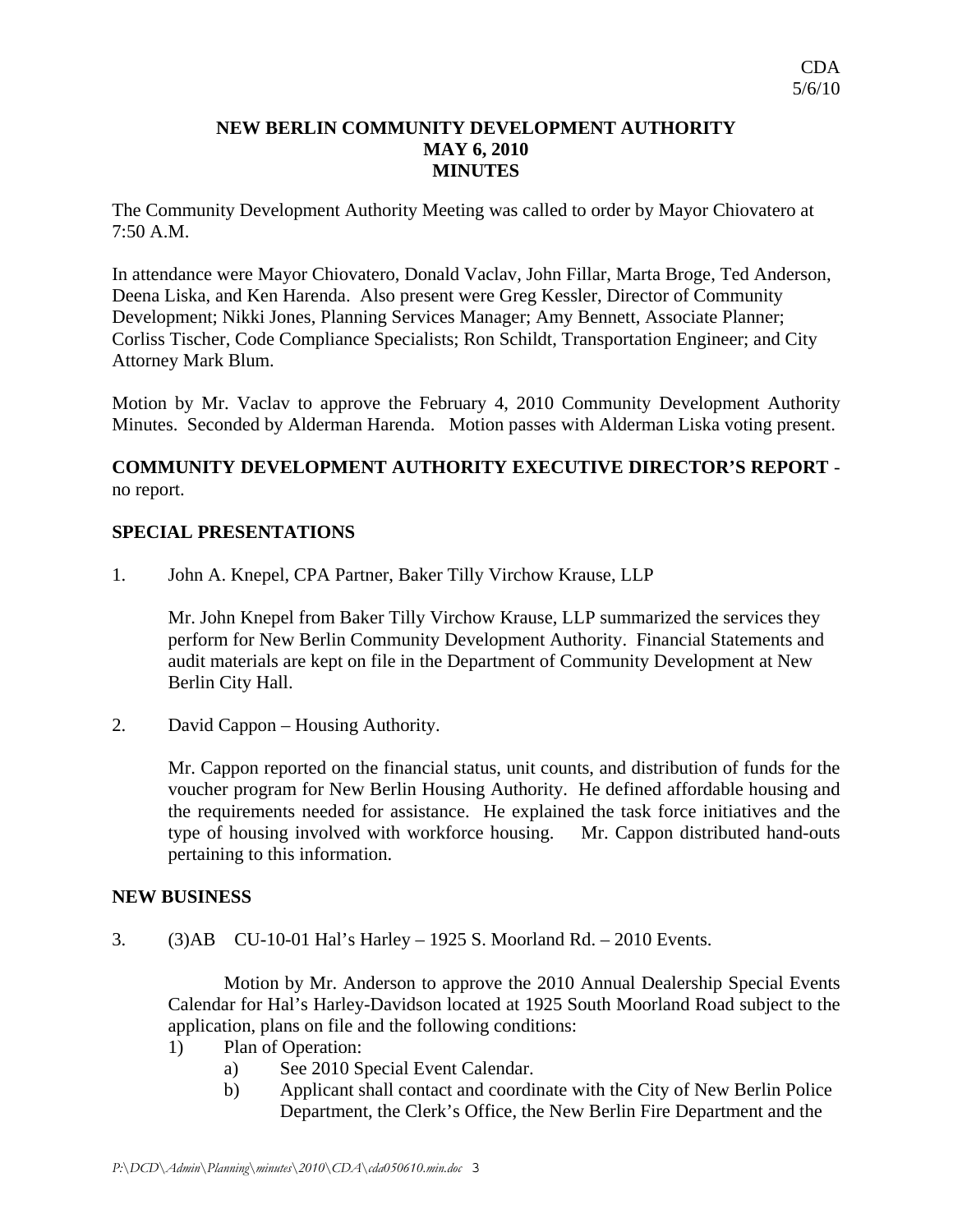# NEW BERLIN COMMUNITY DEVELOPMENT AUTHORITY
## MAY 6, 2010
## MINUTES

The Community Development Authority Meeting was called to order by Mayor Chiovatero at 7:50 A.M.

In attendance were Mayor Chiovatero, Donald Vaclav, John Fillar, Marta Broge, Ted Anderson, Deena Liska, and Ken Harenda. Also present were Greg Kessler, Director of Community Development; Nikki Jones, Planning Services Manager; Amy Bennett, Associate Planner; Corliss Tischer, Code Compliance Specialists; Ron Schildt, Transportation Engineer; and City Attorney Mark Blum.

Motion by Mr. Vaclav to approve the February 4, 2010 Community Development Authority Minutes. Seconded by Alderman Harenda. Motion passes with Alderman Liska voting present.

**COMMUNITY DEVELOPMENT AUTHORITY EXECUTIVE DIRECTOR'S REPORT** - no report.

**SPECIAL PRESENTATIONS**

1. John A. Knepel, CPA Partner, Baker Tilly Virchow Krause, LLP

   Mr. John Knepel from Baker Tilly Virchow Krause, LLP summarized the services they perform for New Berlin Community Development Authority. Financial Statements and audit materials are kept on file in the Department of Community Development at New Berlin City Hall.

2. David Cappon – Housing Authority.

   Mr. Cappon reported on the financial status, unit counts, and distribution of funds for the voucher program for New Berlin Housing Authority. He defined affordable housing and the requirements needed for assistance. He explained the task force initiatives and the type of housing involved with workforce housing. Mr. Cappon distributed hand-outs pertaining to this information.

**NEW BUSINESS**

3. (3)AB CU-10-01 Hal's Harley – 1925 S. Moorland Rd. – 2010 Events.

   Motion by Mr. Anderson to approve the 2010 Annual Dealership Special Events Calendar for Hal's Harley-Davidson located at 1925 South Moorland Road subject to the application, plans on file and the following conditions:

   1) Plan of Operation:
      a) See 2010 Special Event Calendar.
      b) Applicant shall contact and coordinate with the City of New Berlin Police Department, the Clerk's Office, the New Berlin Fire Department and the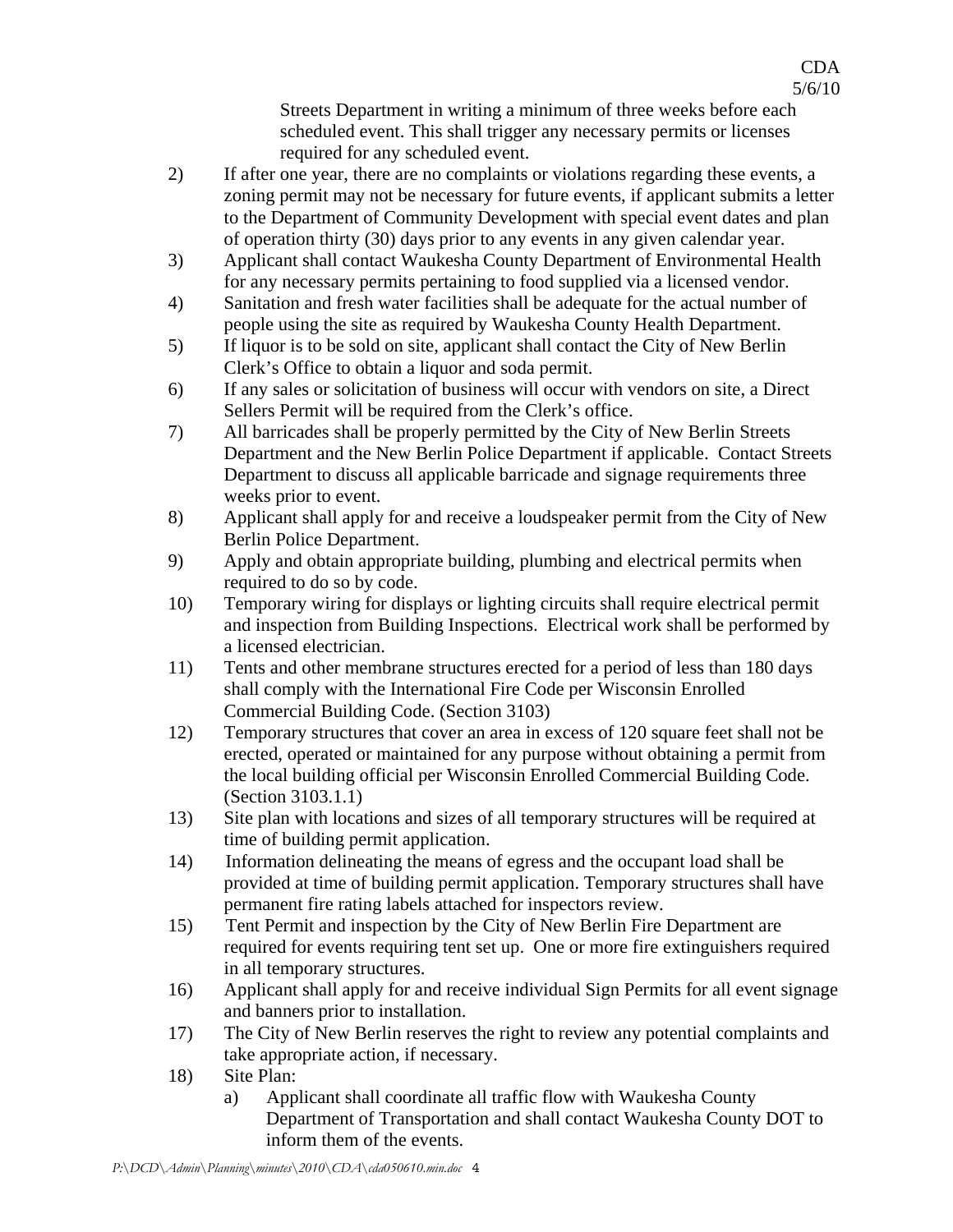Streets Department in writing a minimum of three weeks before each scheduled event. This shall trigger any necessary permits or licenses required for any scheduled event.

2) If after one year, there are no complaints or violations regarding these events, a zoning permit may not be necessary for future events, if applicant submits a letter to the Department of Community Development with special event dates and plan of operation thirty (30) days prior to any events in any given calendar year.
3) Applicant shall contact Waukesha County Department of Environmental Health for any necessary permits pertaining to food supplied via a licensed vendor.
4) Sanitation and fresh water facilities shall be adequate for the actual number of people using the site as required by Waukesha County Health Department.
5) If liquor is to be sold on site, applicant shall contact the City of New Berlin Clerk's Office to obtain a liquor and soda permit.
6) If any sales or solicitation of business will occur with vendors on site, a Direct Sellers Permit will be required from the Clerk's office.
7) All barricades shall be properly permitted by the City of New Berlin Streets Department and the New Berlin Police Department if applicable. Contact Streets Department to discuss all applicable barricade and signage requirements three weeks prior to event.
8) Applicant shall apply for and receive a loudspeaker permit from the City of New Berlin Police Department.
9) Apply and obtain appropriate building, plumbing and electrical permits when required to do so by code.
10) Temporary wiring for displays or lighting circuits shall require electrical permit and inspection from Building Inspections. Electrical work shall be performed by a licensed electrician.
11) Tents and other membrane structures erected for a period of less than 180 days shall comply with the International Fire Code per Wisconsin Enrolled Commercial Building Code. (Section 3103)
12) Temporary structures that cover an area in excess of 120 square feet shall not be erected, operated or maintained for any purpose without obtaining a permit from the local building official per Wisconsin Enrolled Commercial Building Code. (Section 3103.1.1)
13) Site plan with locations and sizes of all temporary structures will be required at time of building permit application.
14) Information delineating the means of egress and the occupant load shall be provided at time of building permit application. Temporary structures shall have permanent fire rating labels attached for inspectors review.
15) Tent Permit and inspection by the City of New Berlin Fire Department are required for events requiring tent set up. One or more fire extinguishers required in all temporary structures.
16) Applicant shall apply for and receive individual Sign Permits for all event signage and banners prior to installation.
17) The City of New Berlin reserves the right to review any potential complaints and take appropriate action, if necessary.
18) Site Plan:
    a) Applicant shall coordinate all traffic flow with Waukesha County Department of Transportation and shall contact Waukesha County DOT to inform them of the events.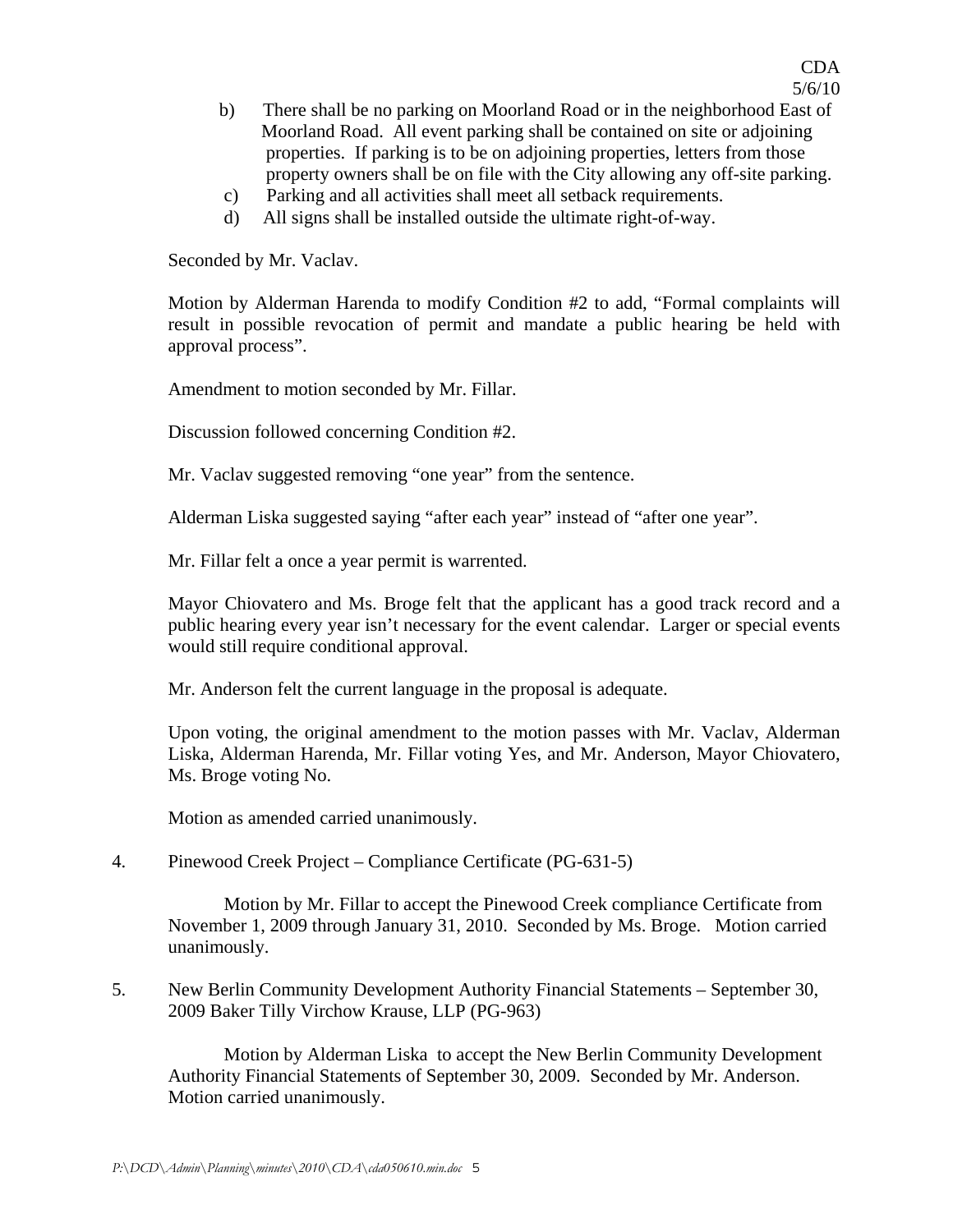b) There shall be no parking on Moorland Road or in the neighborhood East of Moorland Road. All event parking shall be contained on site or adjoining properties. If parking is to be on adjoining properties, letters from those property owners shall be on file with the City allowing any off-site parking.

c) Parking and all activities shall meet all setback requirements.

d) All signs shall be installed outside the ultimate right-of-way.

Seconded by Mr. Vaclav.

Motion by Alderman Harenda to modify Condition #2 to add, "Formal complaints will result in possible revocation of permit and mandate a public hearing be held with approval process".

Amendment to motion seconded by Mr. Fillar.

Discussion followed concerning Condition #2.

Mr. Vaclav suggested removing "one year" from the sentence.

Alderman Liska suggested saying "after each year" instead of "after one year".

Mr. Fillar felt a once a year permit is warrented.

Mayor Chiovatero and Ms. Broge felt that the applicant has a good track record and a public hearing every year isn't necessary for the event calendar. Larger or special events would still require conditional approval.

Mr. Anderson felt the current language in the proposal is adequate.

Upon voting, the original amendment to the motion passes with Mr. Vaclav, Alderman Liska, Alderman Harenda, Mr. Fillar voting Yes, and Mr. Anderson, Mayor Chiovatero, Ms. Broge voting No.

Motion as amended carried unanimously.

4. Pinewood Creek Project – Compliance Certificate (PG-631-5)

Motion by Mr. Fillar to accept the Pinewood Creek compliance Certificate from November 1, 2009 through January 31, 2010. Seconded by Ms. Broge. Motion carried unanimously.

5. New Berlin Community Development Authority Financial Statements – September 30, 2009 Baker Tilly Virchow Krause, LLP (PG-963)

Motion by Alderman Liska to accept the New Berlin Community Development Authority Financial Statements of September 30, 2009. Seconded by Mr. Anderson. Motion carried unanimously.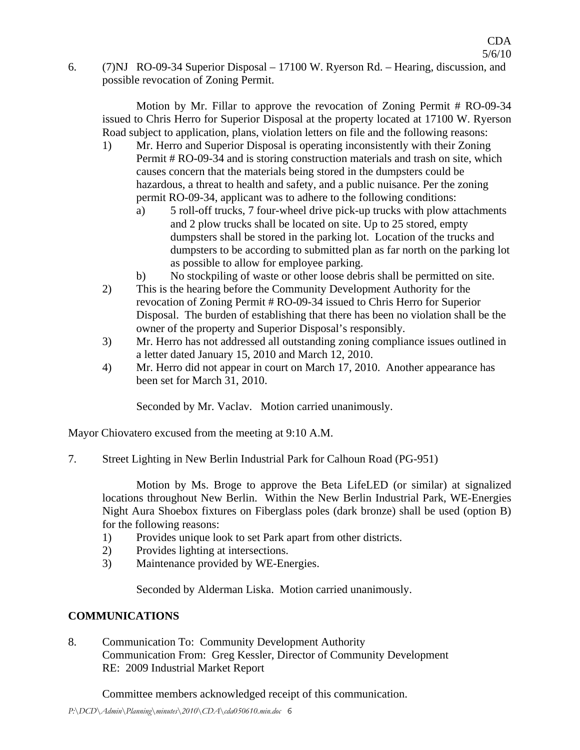6. (7)NJ RO-09-34 Superior Disposal – 17100 W. Ryerson Rd. – Hearing, discussion, and possible revocation of Zoning Permit.

   Motion by Mr. Fillar to approve the revocation of Zoning Permit # RO-09-34 issued to Chris Herro for Superior Disposal at the property located at 17100 W. Ryerson Road subject to application, plans, violation letters on file and the following reasons:

   1) Mr. Herro and Superior Disposal is operating inconsistently with their Zoning Permit # RO-09-34 and is storing construction materials and trash on site, which causes concern that the materials being stored in the dumpsters could be hazardous, a threat to health and safety, and a public nuisance. Per the zoning permit RO-09-34, applicant was to adhere to the following conditions:
      a) 5 roll-off trucks, 7 four-wheel drive pick-up trucks with plow attachments and 2 plow trucks shall be located on site. Up to 25 stored, empty dumpsters shall be stored in the parking lot. Location of the trucks and dumpsters to be according to submitted plan as far north on the parking lot as possible to allow for employee parking.
      b) No stockpiling of waste or other loose debris shall be permitted on site.
   2) This is the hearing before the Community Development Authority for the revocation of Zoning Permit # RO-09-34 issued to Chris Herro for Superior Disposal. The burden of establishing that there has been no violation shall be the owner of the property and Superior Disposal's responsibly.
   3) Mr. Herro has not addressed all outstanding zoning compliance issues outlined in a letter dated January 15, 2010 and March 12, 2010.
   4) Mr. Herro did not appear in court on March 17, 2010. Another appearance has been set for March 31, 2010.

   Seconded by Mr. Vaclav. Motion carried unanimously.

Mayor Chiovatero excused from the meeting at 9:10 A.M.

7. Street Lighting in New Berlin Industrial Park for Calhoun Road (PG-951)

   Motion by Ms. Broge to approve the Beta LifeLED (or similar) at signalized locations throughout New Berlin. Within the New Berlin Industrial Park, WE-Energies Night Aura Shoebox fixtures on Fiberglass poles (dark bronze) shall be used (option B) for the following reasons:

   1) Provides unique look to set Park apart from other districts.
   2) Provides lighting at intersections.
   3) Maintenance provided by WE-Energies.

   Seconded by Alderman Liska. Motion carried unanimously.

## COMMUNICATIONS

8. Communication To: Community Development Authority
   Communication From: Greg Kessler, Director of Community Development
   RE: 2009 Industrial Market Report

   Committee members acknowledged receipt of this communication.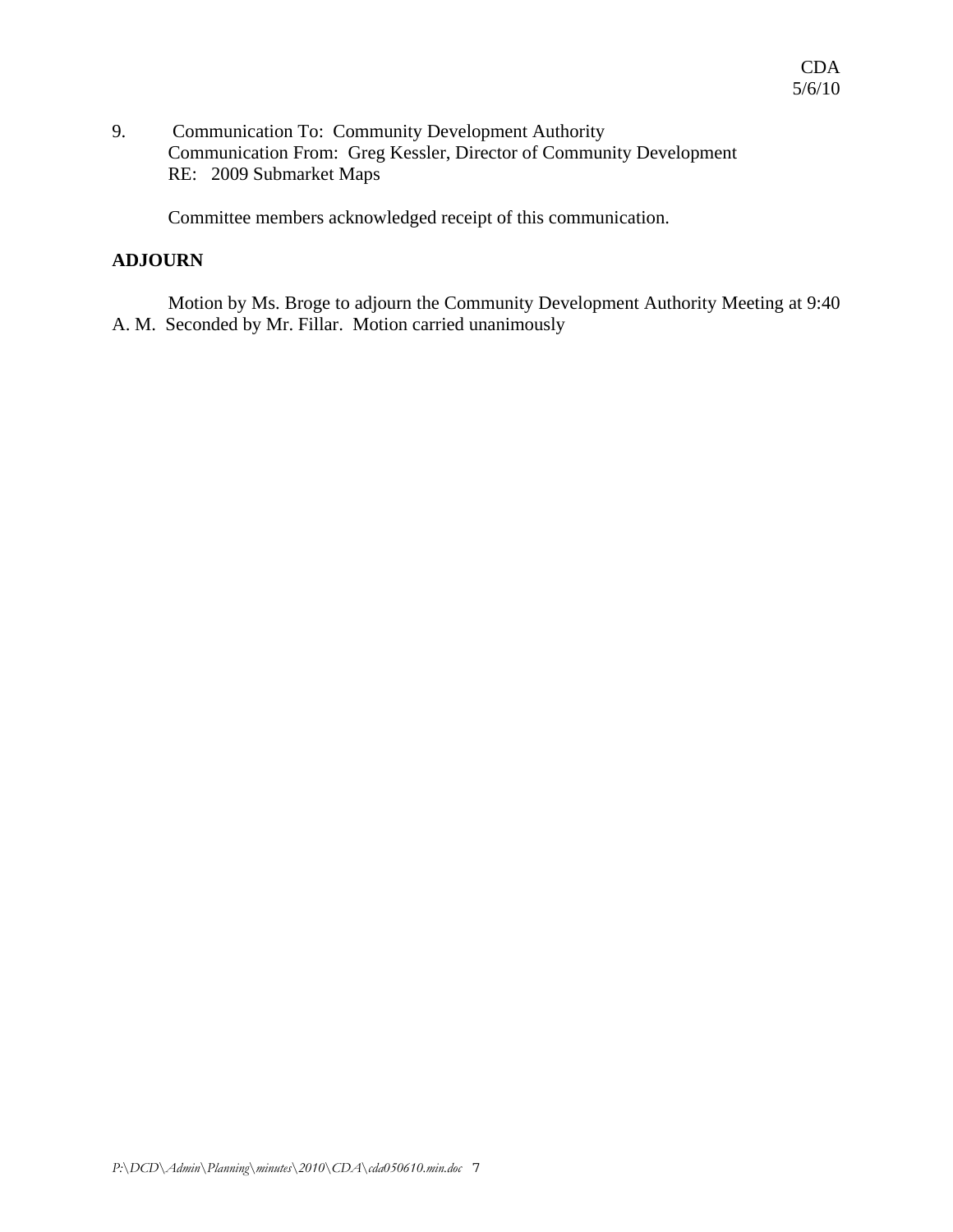9. Communication To: Community Development Authority
Communication From: Greg Kessler, Director of Community Development
RE: 2009 Submarket Maps

Committee members acknowledged receipt of this communication.

**ADJOURN**

Motion by Ms. Broge to adjourn the Community Development Authority Meeting at 9:40 A. M. Seconded by Mr. Fillar. Motion carried unanimously